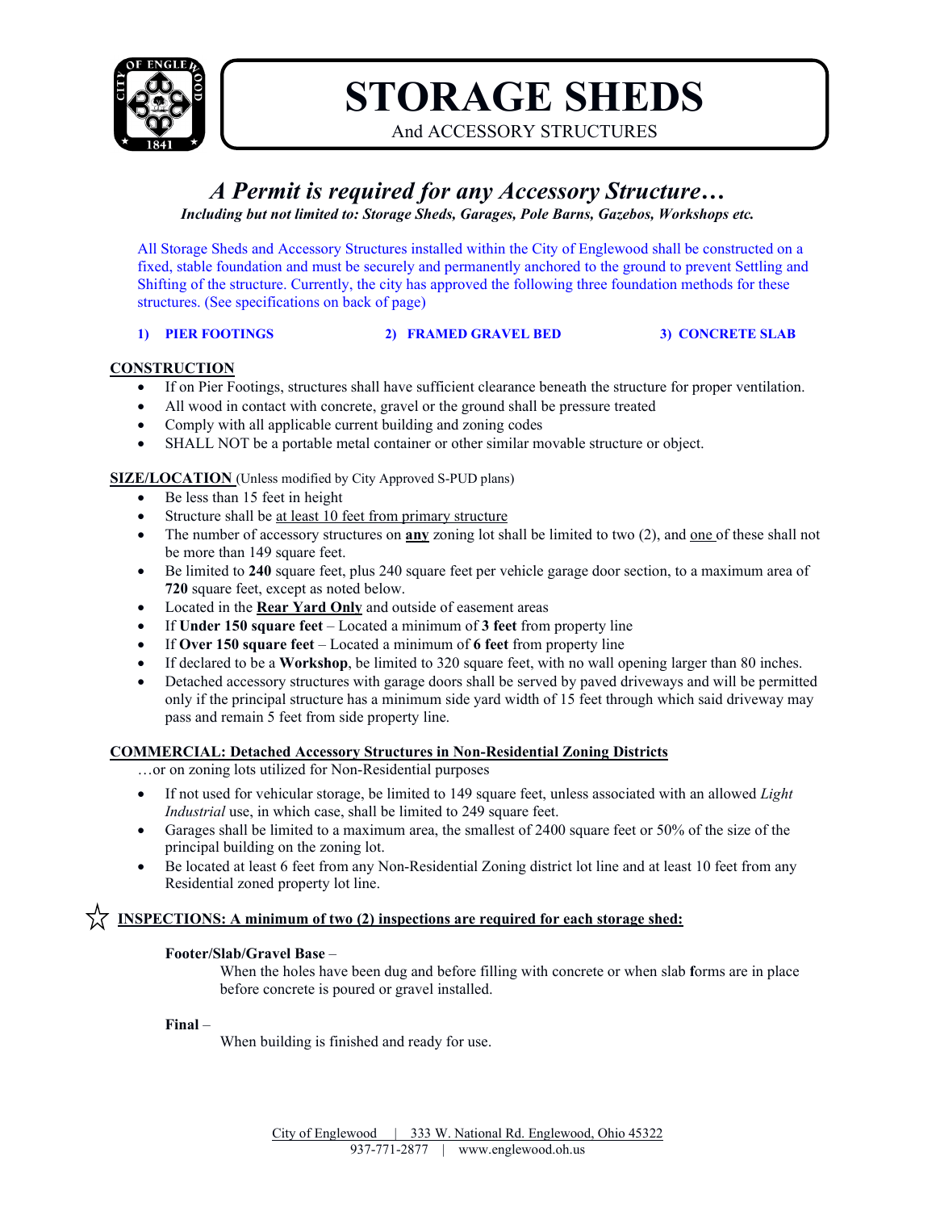# STORAGE SHEDS

And ACCESSORY STRUCTURES

## *A Permit is required for any Accessory Structure…*

***Including but not limited to: Storage Sheds, Garages, Pole Barns, Gazebos, Workshops etc.***

All Storage Sheds and Accessory Structures installed within the City of Englewood shall be constructed on a fixed, stable foundation and must be securely and permanently anchored to the ground to prevent Settling and Shifting of the structure. Currently, the city has approved the following three foundation methods for these structures. (See specifications on back of page)

**1) PIER FOOTINGS** **2) FRAMED GRAVEL BED** **3) CONCRETE SLAB**

### CONSTRUCTION

- If on Pier Footings, structures shall have sufficient clearance beneath the structure for proper ventilation.
- All wood in contact with concrete, gravel or the ground shall be pressure treated
- Comply with all applicable current building and zoning codes
- SHALL NOT be a portable metal container or other similar movable structure or object.

### SIZE/LOCATION (Unless modified by City Approved S-PUD plans)

- Be less than 15 feet in height
- Structure shall be at least 10 feet from primary structure
- The number of accessory structures on **any** zoning lot shall be limited to two (2), and one of these shall not be more than 149 square feet.
- Be limited to **240** square feet, plus 240 square feet per vehicle garage door section, to a maximum area of **720** square feet, except as noted below.
- Located in the **Rear Yard Only** and outside of easement areas
- If **Under 150 square feet** – Located a minimum of **3 feet** from property line
- If **Over 150 square feet** – Located a minimum of **6 feet** from property line
- If declared to be a **Workshop**, be limited to 320 square feet, with no wall opening larger than 80 inches.
- Detached accessory structures with garage doors shall be served by paved driveways and will be permitted only if the principal structure has a minimum side yard width of 15 feet through which said driveway may pass and remain 5 feet from side property line.

### COMMERCIAL: Detached Accessory Structures in Non-Residential Zoning Districts

…or on zoning lots utilized for Non-Residential purposes

- If not used for vehicular storage, be limited to 149 square feet, unless associated with an allowed *Light Industrial* use, in which case, shall be limited to 249 square feet.
- Garages shall be limited to a maximum area, the smallest of 2400 square feet or 50% of the size of the principal building on the zoning lot.
- Be located at least 6 feet from any Non-Residential Zoning district lot line and at least 10 feet from any Residential zoned property lot line.

### ☆ INSPECTIONS: A minimum of two (2) inspections are required for each storage shed:

**Footer/Slab/Gravel Base** –

When the holes have been dug and before filling with concrete or when slab forms are in place before concrete is poured or gravel installed.

**Final** –

When building is finished and ready for use.

City of Englewood | 333 W. National Rd. Englewood, Ohio 45322
937-771-2877 | www.englewood.oh.us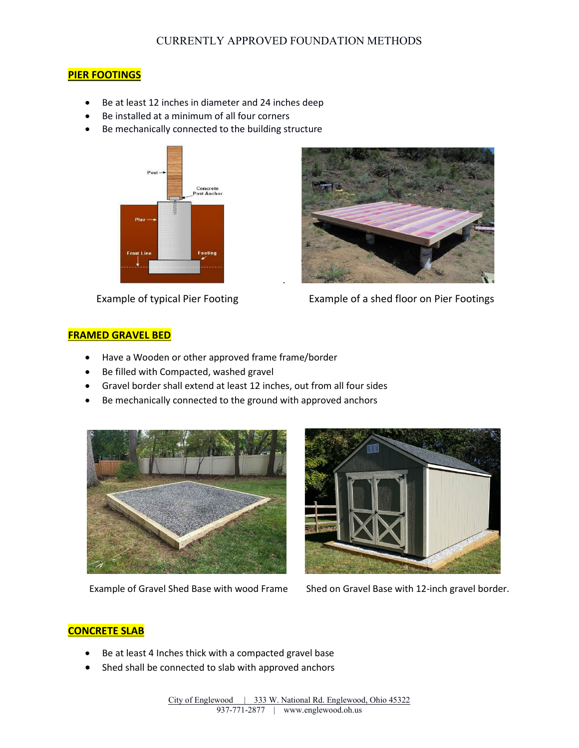CURRENTLY APPROVED FOUNDATION METHODS

## PIER FOOTINGS

- Be at least 12 inches in diameter and 24 inches deep
- Be installed at a minimum of all four corners
- Be mechanically connected to the building structure

Post

Concrete Post Anchor

Pier

Frost Line

Footing

Example of typical Pier Footing

Example of a shed floor on Pier Footings

## FRAMED GRAVEL BED

- Have a Wooden or other approved frame frame/border
- Be filled with Compacted, washed gravel
- Gravel border shall extend at least 12 inches, out from all four sides
- Be mechanically connected to the ground with approved anchors

Example of Gravel Shed Base with wood Frame

Shed on Gravel Base with 12-inch gravel border.

## CONCRETE SLAB

- Be at least 4 Inches thick with a compacted gravel base
- Shed shall be connected to slab with approved anchors

City of Englewood | 333 W. National Rd. Englewood, Ohio 45322
937-771-2877 | www.englewood.oh.us